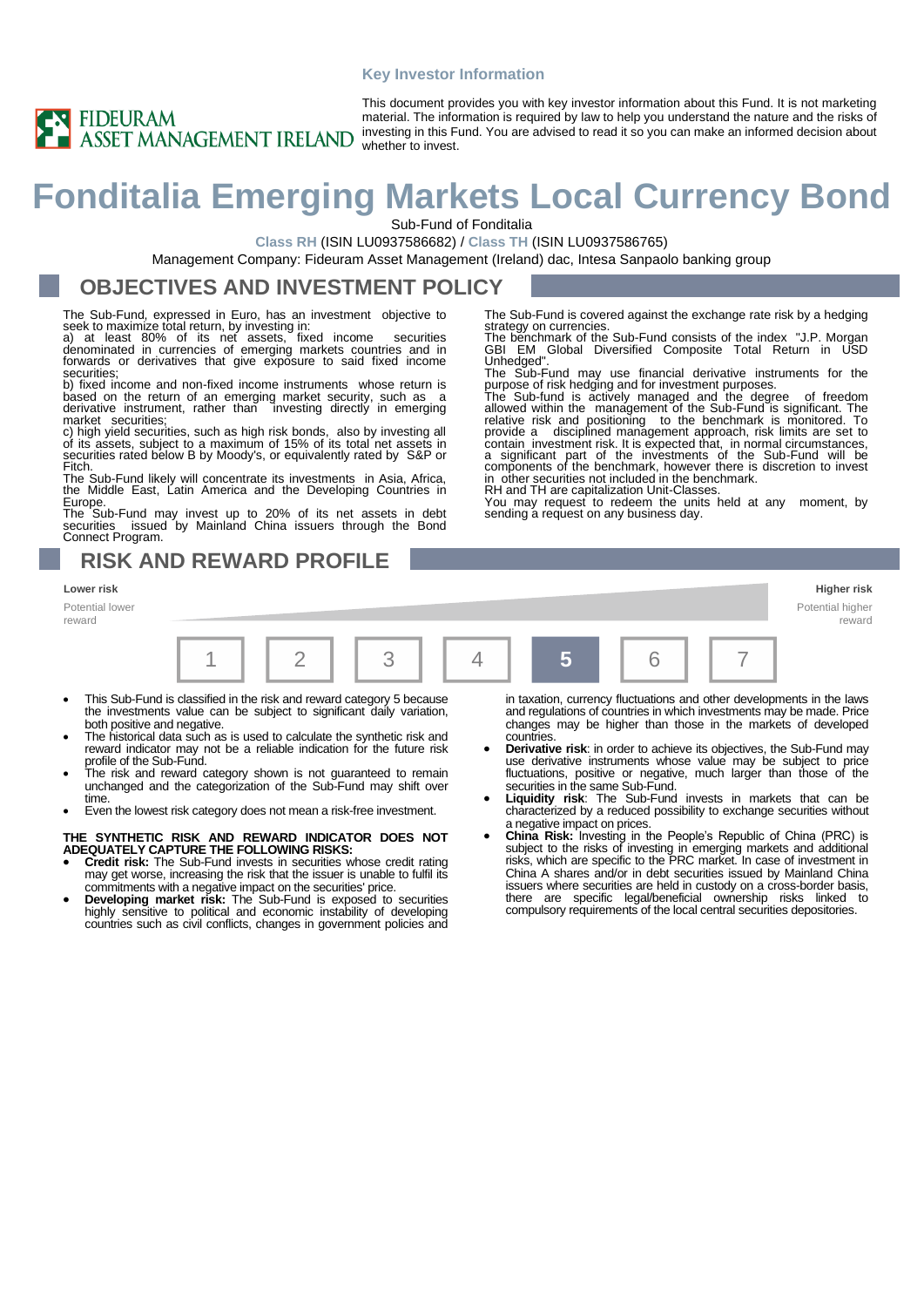Key Investor Information

FIDEURAM ASSET MANAGEMENT IRELAND

This document provides you with key investor information about this Fund. It is not marketing material. The information is required by law to help you understand the nature and the risks of investing in this Fund. You are advised to read it so you can make an informed decision about whether to invest.

# Fonditalia Emerging Markets Local Currency Bond

Sub-Fund of Fonditalia

**Class RH** (ISIN LU0937586682) / **Class TH** (ISIN LU0937586765)

Management Company: Fideuram Asset Management (Ireland) dac, Intesa Sanpaolo banking group

## OBJECTIVES AND INVESTMENT POLICY

The Sub-Fund, expressed in Euro, has an investment objective to seek to maximize total return, by investing in:

a) at least 80% of its net assets, fixed income securities denominated in currencies of emerging markets countries and in forwards or derivatives that give exposure to said fixed income securities;

b) fixed income and non-fixed income instruments whose return is based on the return of an emerging market security, such as a derivative instrument, rather than investing directly in emerging market securities;

c) high yield securities, such as high risk bonds, also by investing all of its assets, subject to a maximum of 15% of its total net assets in securities rated below B by Moody's, or equivalently rated by S&P or Fitch.

The Sub-Fund likely will concentrate its investments in Asia, Africa, the Middle East, Latin America and the Developing Countries in Europe.

The Sub-Fund may invest up to 20% of its net assets in debt securities issued by Mainland China issuers through the Bond Connect Program.

The Sub-Fund is covered against the exchange rate risk by a hedging strategy on currencies.

The benchmark of the Sub-Fund consists of the index "J.P. Morgan GBI EM Global Diversified Composite Total Return in USD Unhedged".

The Sub-Fund may use financial derivative instruments for the purpose of risk hedging and for investment purposes.

The Sub-fund is actively managed and the degree of freedom allowed within the management of the Sub-Fund is significant. The relative risk and positioning to the benchmark is monitored. To provide a disciplined management approach, risk limits are set to contain investment risk. It is expected that, in normal circumstances, a significant part of the investments of the Sub-Fund will be components of the benchmark, however there is discretion to invest in other securities not included in the benchmark.

RH and TH are capitalization Unit-Classes.

You may request to redeem the units held at any moment, by sending a request on any business day.

## RISK AND REWARD PROFILE

| Lower risk | | | | | | Higher risk |
|---|---|---|---|---|---|---|
| Potential lower reward | | | | | | Potential higher reward |
| 1 | 2 | 3 | 4 | **5** | 6 | 7 |

- This Sub-Fund is classified in the risk and reward category 5 because the investments value can be subject to significant daily variation, both positive and negative.
- The historical data such as is used to calculate the synthetic risk and reward indicator may not be a reliable indication for the future risk profile of the Sub-Fund.
- The risk and reward category shown is not guaranteed to remain unchanged and the categorization of the Sub-Fund may shift over time.
- Even the lowest risk category does not mean a risk-free investment.

**THE SYNTHETIC RISK AND REWARD INDICATOR DOES NOT ADEQUATELY CAPTURE THE FOLLOWING RISKS:**

- **Credit risk:** The Sub-Fund invests in securities whose credit rating may get worse, increasing the risk that the issuer is unable to fulfil its commitments with a negative impact on the securities' price.
- **Developing market risk:** The Sub-Fund is exposed to securities highly sensitive to political and economic instability of developing countries such as civil conflicts, changes in government policies and in taxation, currency fluctuations and other developments in the laws and regulations of countries in which investments may be made. Price changes may be higher than those in the markets of developed countries.
- **Derivative risk**: in order to achieve its objectives, the Sub-Fund may use derivative instruments whose value may be subject to price fluctuations, positive or negative, much larger than those of the securities in the same Sub-Fund.
- **Liquidity risk**: The Sub-Fund invests in markets that can be characterized by a reduced possibility to exchange securities without a negative impact on prices.
- **China Risk:** Investing in the People's Republic of China (PRC) is subject to the risks of investing in emerging markets and additional risks, which are specific to the PRC market. In case of investment in China A shares and/or in debt securities issued by Mainland China issuers where securities are held in custody on a cross-border basis, there are specific legal/beneficial ownership risks linked to compulsory requirements of the local central securities depositories.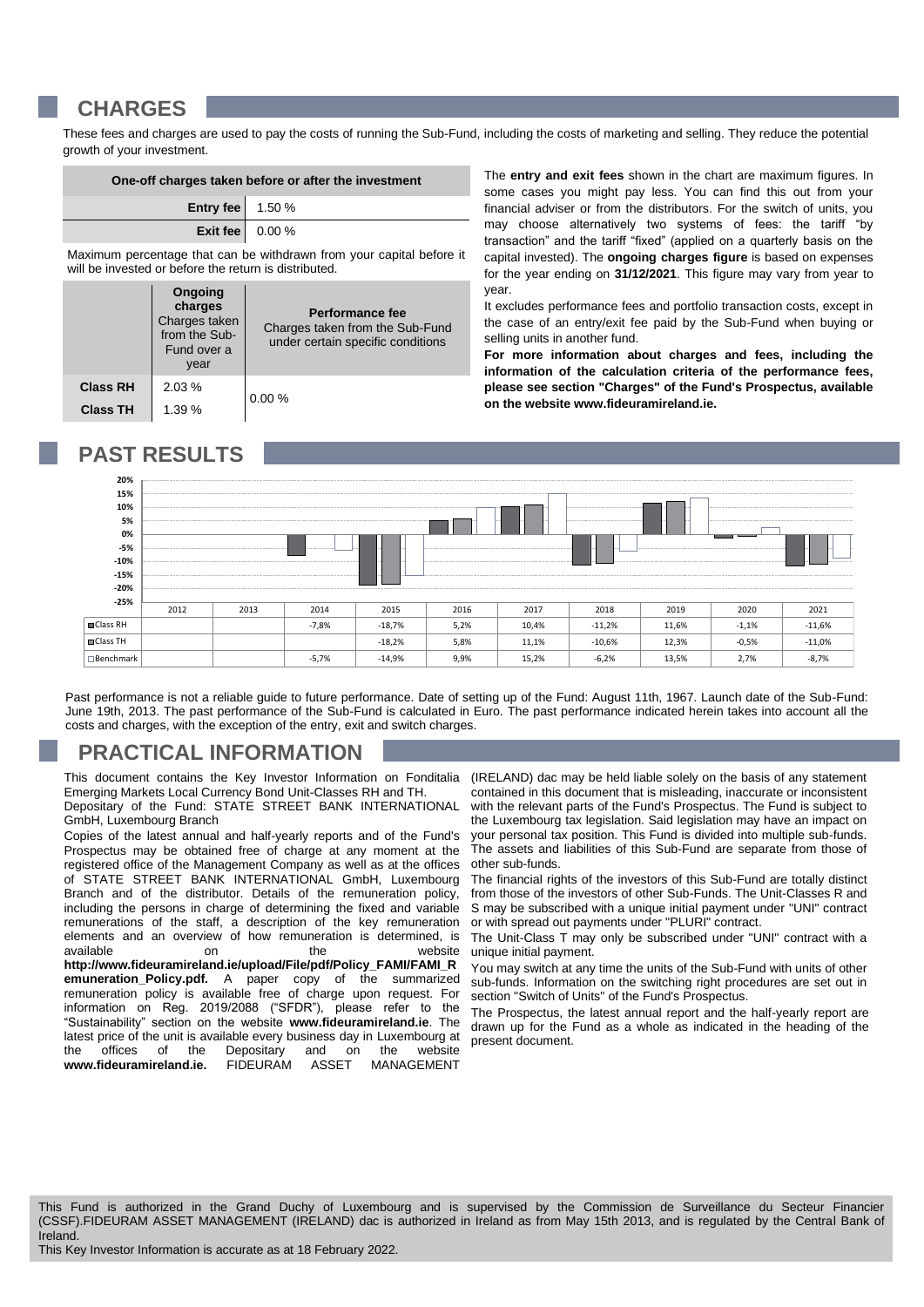## CHARGES

These fees and charges are used to pay the costs of running the Sub-Fund, including the costs of marketing and selling. They reduce the potential growth of your investment.

| One-off charges taken before or after the investment | |
|---|---|
| **Entry fee** | 1.50 % |
| **Exit fee** | 0.00 % |

Maximum percentage that can be withdrawn from your capital before it will be invested or before the return is distributed.

| | **Ongoing charges** Charges taken from the Sub-Fund over a year | **Performance fee** Charges taken from the Sub-Fund under certain specific conditions |
|---|---|---|
| **Class RH** | 2.03 % | 0.00 % |
| **Class TH** | 1.39 % | |

The **entry and exit fees** shown in the chart are maximum figures. In some cases you might pay less. You can find this out from your financial adviser or from the distributors. For the switch of units, you may choose alternatively two systems of fees: the tariff "by transaction" and the tariff "fixed" (applied on a quarterly basis on the capital invested). The **ongoing charges figure** is based on expenses for the year ending on **31/12/2021**. This figure may vary from year to year.

It excludes performance fees and portfolio transaction costs, except in the case of an entry/exit fee paid by the Sub-Fund when buying or selling units in another fund.

**For more information about charges and fees, including the information of the calculation criteria of the performance fees, please see section "Charges" of the Fund's Prospectus, available on the website www.fideuramireland.ie.**

## PAST RESULTS

20%
15%
10%
5%
0%
-5%
-10%
-15%
-20%
-25%

2012 2013 2014 2015 2016 2017 2018 2019 2020 2021

Class RH: -7,8% -18,7% 5,2% 10,4% -11,2% 11,6% -1,1% -11,6%

Class TH: -18,2% 5,8% 11,1% -10,6% 12,3% -0,5% -11,0%

Benchmark: -5,7% -14,9% 9,9% 15,2% -6,2% 13,5% 2,7% -8,7%

Past performance is not a reliable guide to future performance. Date of setting up of the Fund: August 11th, 1967. Launch date of the Sub-Fund: June 19th, 2013. The past performance of the Sub-Fund is calculated in Euro. The past performance indicated herein takes into account all the costs and charges, with the exception of the entry, exit and switch charges.

## PRACTICAL INFORMATION

This document contains the Key Investor Information on Fonditalia Emerging Markets Local Currency Bond Unit-Classes RH and TH.

Depositary of the Fund: STATE STREET BANK INTERNATIONAL GmbH, Luxembourg Branch

Copies of the latest annual and half-yearly reports and of the Fund's Prospectus may be obtained free of charge at any moment at the registered office of the Management Company as well as at the offices of STATE STREET BANK INTERNATIONAL GmbH, Luxembourg Branch and of the distributor. Details of the remuneration policy, including the persons in charge of determining the fixed and variable remunerations of the staff, a description of the key remuneration elements and an overview of how remuneration is determined, is available on the website **http://www.fideuramireland.ie/upload/File/pdf/Policy_FAMI/FAMI_Remuneration_Policy.pdf.** A paper copy of the summarized remuneration policy is available free of charge upon request. For information on Reg. 2019/2088 ("SFDR"), please refer to the "Sustainability" section on the website **www.fideuramireland.ie**. The latest price of the unit is available every business day in Luxembourg at the offices of the Depositary and on the website **www.fideuramireland.ie.** FIDEURAM ASSET MANAGEMENT (IRELAND) dac may be held liable solely on the basis of any statement contained in this document that is misleading, inaccurate or inconsistent with the relevant parts of the Fund's Prospectus. The Fund is subject to the Luxembourg tax legislation. Said legislation may have an impact on your personal tax position. This Fund is divided into multiple sub-funds. The assets and liabilities of this Sub-Fund are separate from those of other sub-funds.

The financial rights of the investors of this Sub-Fund are totally distinct from those of the investors of other Sub-Funds. The Unit-Classes R and S may be subscribed with a unique initial payment under "UNI" contract or with spread out payments under "PLURI" contract.

The Unit-Class T may only be subscribed under "UNI" contract with a unique initial payment.

You may switch at any time the units of the Sub-Fund with units of other sub-funds. Information on the switching right procedures are set out in section "Switch of Units" of the Fund's Prospectus.

The Prospectus, the latest annual report and the half-yearly report are drawn up for the Fund as a whole as indicated in the heading of the present document.

This Fund is authorized in the Grand Duchy of Luxembourg and is supervised by the Commission de Surveillance du Secteur Financier (CSSF).FIDEURAM ASSET MANAGEMENT (IRELAND) dac is authorized in Ireland as from May 15th 2013, and is regulated by the Central Bank of Ireland.

This Key Investor Information is accurate as at 18 February 2022.